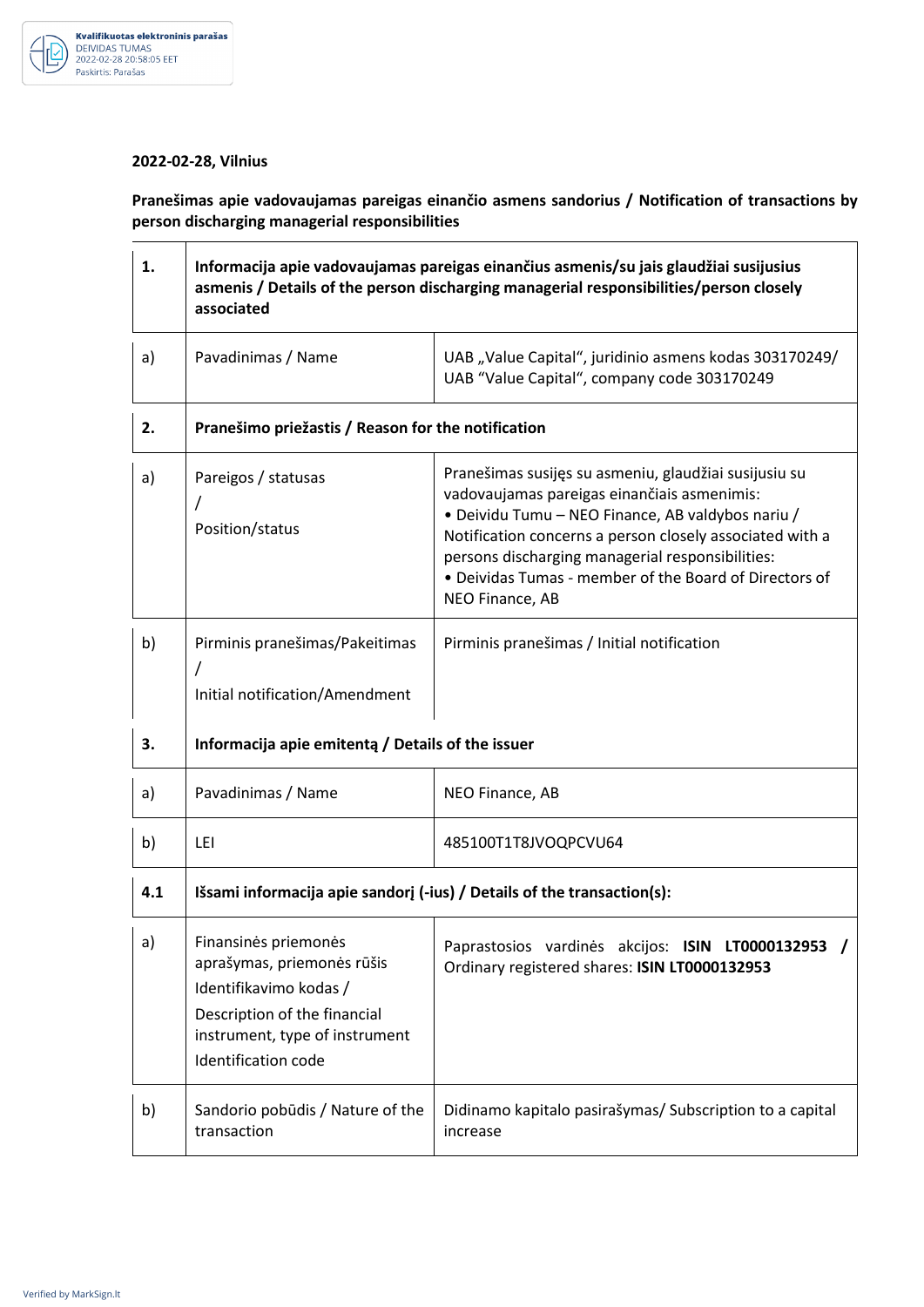**2022-02-28, Vilnius**

**Pranešimas apie vadovaujamas pareigas einančio asmens sandorius / Notification of transactions by person discharging managerial responsibilities**

| | | |
|---|---|---|
| **1.** | **Informacija apie vadovaujamas pareigas einančius asmenis/su jais glaudžiai susijusius asmenis / Details of the person discharging managerial responsibilities/person closely associated** | |
| a) | Pavadinimas / Name | UAB „Value Capital“, juridinio asmens kodas 303170249/ UAB “Value Capital“, company code 303170249 |
| **2.** | **Pranešimo priežastis / Reason for the notification** | |
| a) | Pareigos / statusas / Position/status | Pranešimas susijęs su asmeniu, glaudžiai susijusiu su vadovaujamas pareigas einančiais asmenimis: • Deividu Tumu – NEO Finance, AB valdybos nariu / Notification concerns a person closely associated with a persons discharging managerial responsibilities: • Deividas Tumas - member of the Board of Directors of NEO Finance, AB |
| b) | Pirminis pranešimas/Pakeitimas / Initial notification/Amendment | Pirminis pranešimas / Initial notification |
| **3.** | **Informacija apie emitentą / Details of the issuer** | |
| a) | Pavadinimas / Name | NEO Finance, AB |
| b) | LEI | 485100T1T8JVOQPCVU64 |
| **4.1** | **Išsami informacija apie sandorį (-ius) / Details of the transaction(s):** | |
| a) | Finansinės priemonės aprašymas, priemonės rūšis Identifikavimo kodas / Description of the financial instrument, type of instrument Identification code | Paprastosios vardinės akcijos: **ISIN LT0000132953** / Ordinary registered shares: **ISIN LT0000132953** |
| b) | Sandorio pobūdis / Nature of the transaction | Didinamo kapitalo pasirašymas/ Subscription to a capital increase |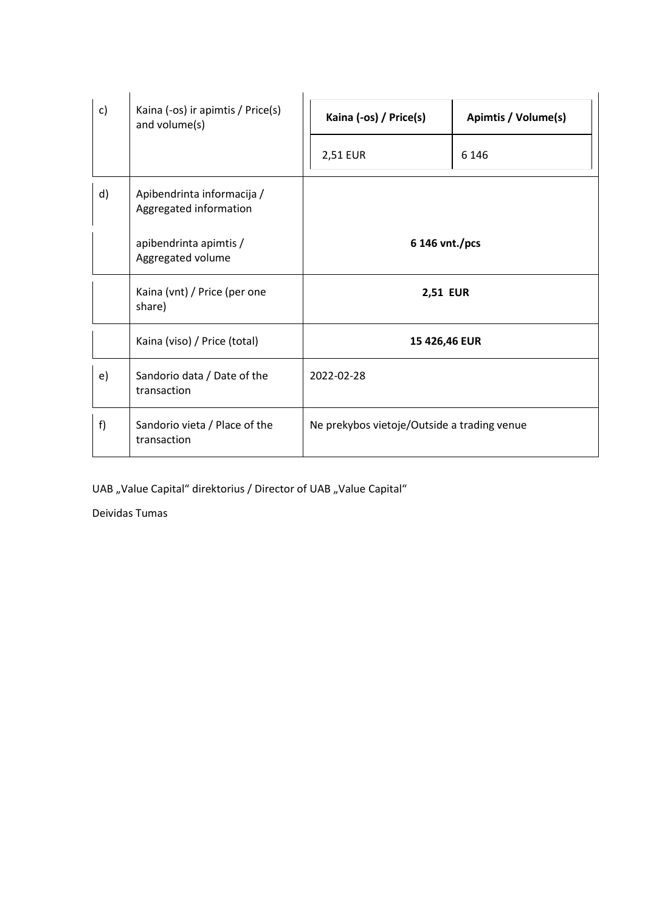| | | | |
|---|---|---|---|
| c) | Kaina (-os) ir apimtis / Price(s) and volume(s) | **Kaina (-os) / Price(s)** | **Apimtis / Volume(s)** |
| | | 2,51 EUR | 6 146 |
| d) | Apibendrinta informacija / Aggregated information | | |
| | apibendrinta apimtis / Aggregated volume | **6 146 vnt./pcs** | |
| | Kaina (vnt) / Price (per one share) | **2,51 EUR** | |
| | Kaina (viso) / Price (total) | **15 426,46 EUR** | |
| e) | Sandorio data / Date of the transaction | 2022-02-28 | |
| f) | Sandorio vieta / Place of the transaction | Ne prekybos vietoje/Outside a trading venue | |

UAB „Value Capital" direktorius / Director of UAB „Value Capital"

Deividas Tumas